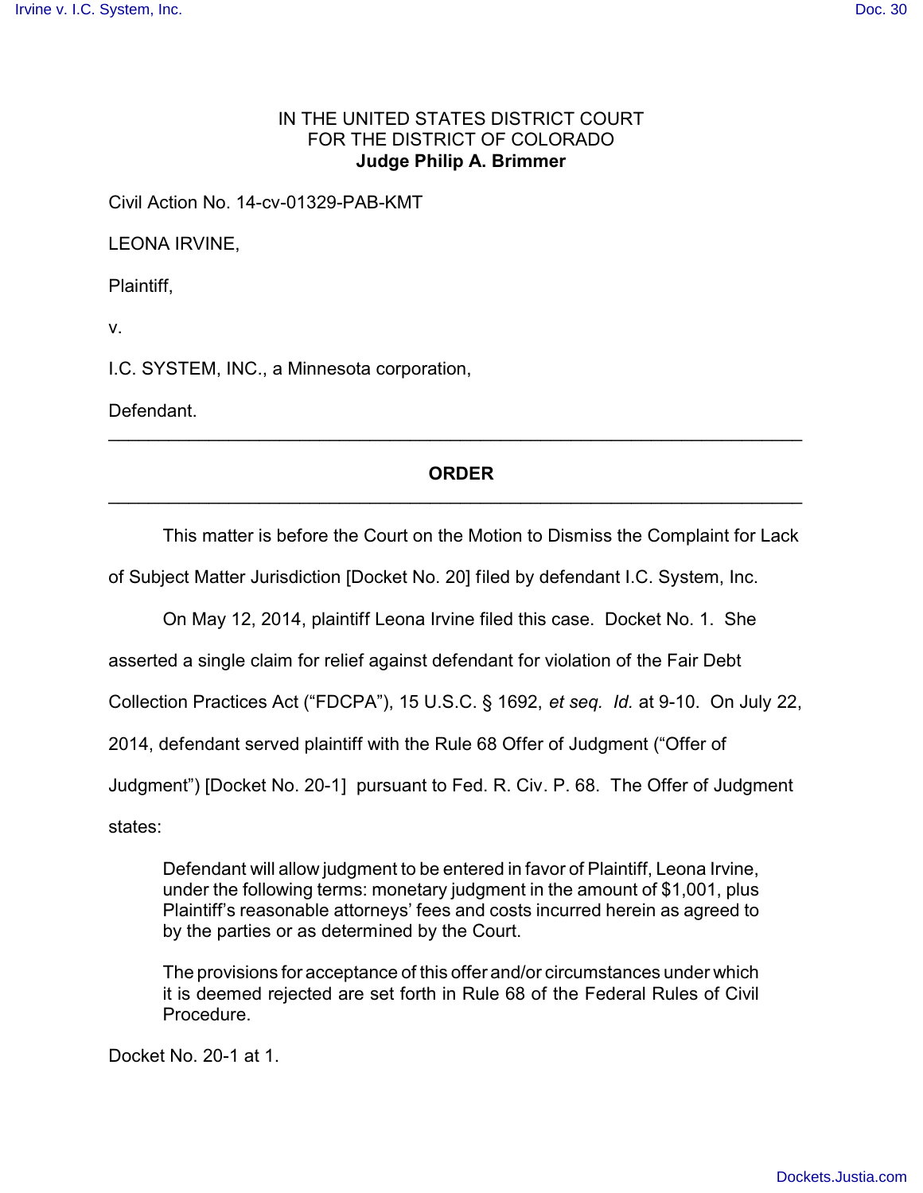IN THE UNITED STATES DISTRICT COURT
FOR THE DISTRICT OF COLORADO
**Judge Philip A. Brimmer**

Civil Action No. 14-cv-01329-PAB-KMT

LEONA IRVINE,

Plaintiff,

v.

I.C. SYSTEM, INC., a Minnesota corporation,

Defendant.

---

## ORDER

---

This matter is before the Court on the Motion to Dismiss the Complaint for Lack of Subject Matter Jurisdiction [Docket No. 20] filed by defendant I.C. System, Inc.

On May 12, 2014, plaintiff Leona Irvine filed this case. Docket No. 1. She asserted a single claim for relief against defendant for violation of the Fair Debt Collection Practices Act ("FDCPA"), 15 U.S.C. § 1692, *et seq. Id.* at 9-10. On July 22, 2014, defendant served plaintiff with the Rule 68 Offer of Judgment ("Offer of Judgment") [Docket No. 20-1] pursuant to Fed. R. Civ. P. 68. The Offer of Judgment states:

> Defendant will allow judgment to be entered in favor of Plaintiff, Leona Irvine, under the following terms: monetary judgment in the amount of $1,001, plus Plaintiff's reasonable attorneys' fees and costs incurred herein as agreed to by the parties or as determined by the Court.
>
> The provisions for acceptance of this offer and/or circumstances under which it is deemed rejected are set forth in Rule 68 of the Federal Rules of Civil Procedure.

Docket No. 20-1 at 1.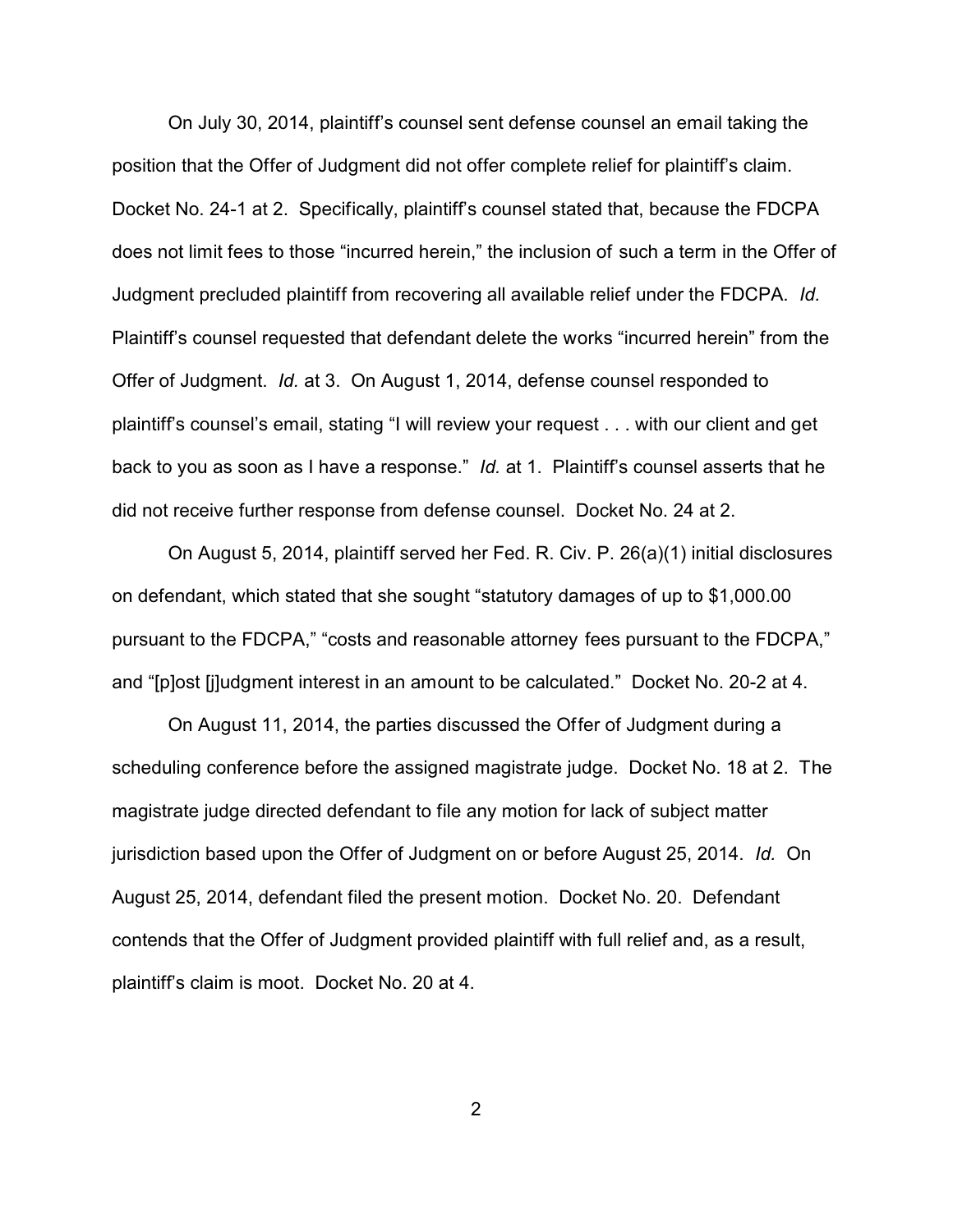On July 30, 2014, plaintiff's counsel sent defense counsel an email taking the position that the Offer of Judgment did not offer complete relief for plaintiff's claim. Docket No. 24-1 at 2. Specifically, plaintiff's counsel stated that, because the FDCPA does not limit fees to those "incurred herein," the inclusion of such a term in the Offer of Judgment precluded plaintiff from recovering all available relief under the FDCPA. *Id.* Plaintiff's counsel requested that defendant delete the works "incurred herein" from the Offer of Judgment. *Id.* at 3. On August 1, 2014, defense counsel responded to plaintiff's counsel's email, stating "I will review your request . . . with our client and get back to you as soon as I have a response." *Id.* at 1. Plaintiff's counsel asserts that he did not receive further response from defense counsel. Docket No. 24 at 2.

On August 5, 2014, plaintiff served her Fed. R. Civ. P. 26(a)(1) initial disclosures on defendant, which stated that she sought "statutory damages of up to $1,000.00 pursuant to the FDCPA," "costs and reasonable attorney fees pursuant to the FDCPA," and "[p]ost [j]udgment interest in an amount to be calculated." Docket No. 20-2 at 4.

On August 11, 2014, the parties discussed the Offer of Judgment during a scheduling conference before the assigned magistrate judge. Docket No. 18 at 2. The magistrate judge directed defendant to file any motion for lack of subject matter jurisdiction based upon the Offer of Judgment on or before August 25, 2014. *Id.* On August 25, 2014, defendant filed the present motion. Docket No. 20. Defendant contends that the Offer of Judgment provided plaintiff with full relief and, as a result, plaintiff's claim is moot. Docket No. 20 at 4.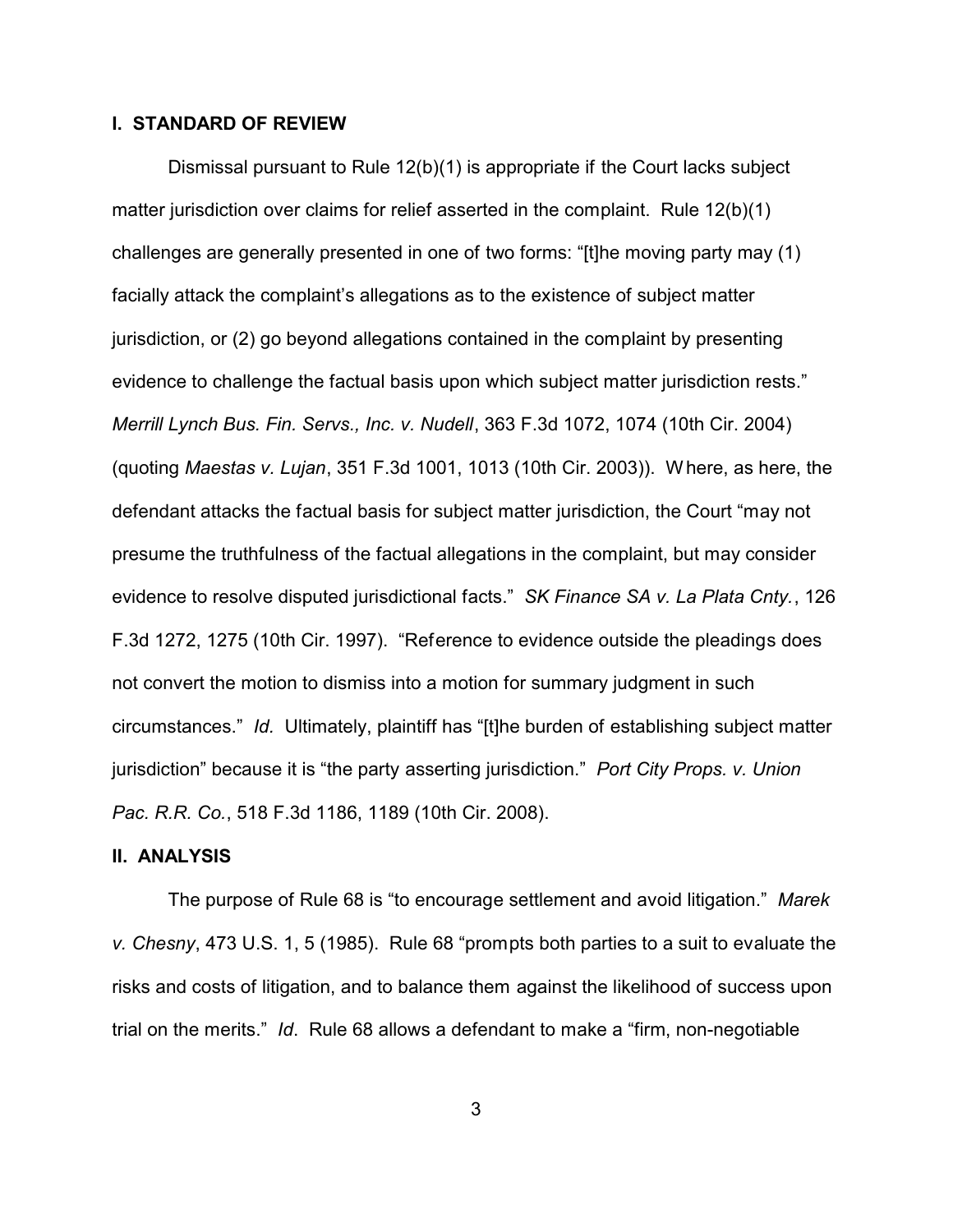## I. STANDARD OF REVIEW

Dismissal pursuant to Rule 12(b)(1) is appropriate if the Court lacks subject matter jurisdiction over claims for relief asserted in the complaint. Rule 12(b)(1) challenges are generally presented in one of two forms: "[t]he moving party may (1) facially attack the complaint's allegations as to the existence of subject matter jurisdiction, or (2) go beyond allegations contained in the complaint by presenting evidence to challenge the factual basis upon which subject matter jurisdiction rests." *Merrill Lynch Bus. Fin. Servs., Inc. v. Nudell*, 363 F.3d 1072, 1074 (10th Cir. 2004) (quoting *Maestas v. Lujan*, 351 F.3d 1001, 1013 (10th Cir. 2003)). Where, as here, the defendant attacks the factual basis for subject matter jurisdiction, the Court "may not presume the truthfulness of the factual allegations in the complaint, but may consider evidence to resolve disputed jurisdictional facts." *SK Finance SA v. La Plata Cnty.*, 126 F.3d 1272, 1275 (10th Cir. 1997). "Reference to evidence outside the pleadings does not convert the motion to dismiss into a motion for summary judgment in such circumstances." *Id.* Ultimately, plaintiff has "[t]he burden of establishing subject matter jurisdiction" because it is "the party asserting jurisdiction." *Port City Props. v. Union Pac. R.R. Co.*, 518 F.3d 1186, 1189 (10th Cir. 2008).

## II. ANALYSIS

The purpose of Rule 68 is "to encourage settlement and avoid litigation." *Marek v. Chesny*, 473 U.S. 1, 5 (1985). Rule 68 "prompts both parties to a suit to evaluate the risks and costs of litigation, and to balance them against the likelihood of success upon trial on the merits." *Id*. Rule 68 allows a defendant to make a "firm, non-negotiable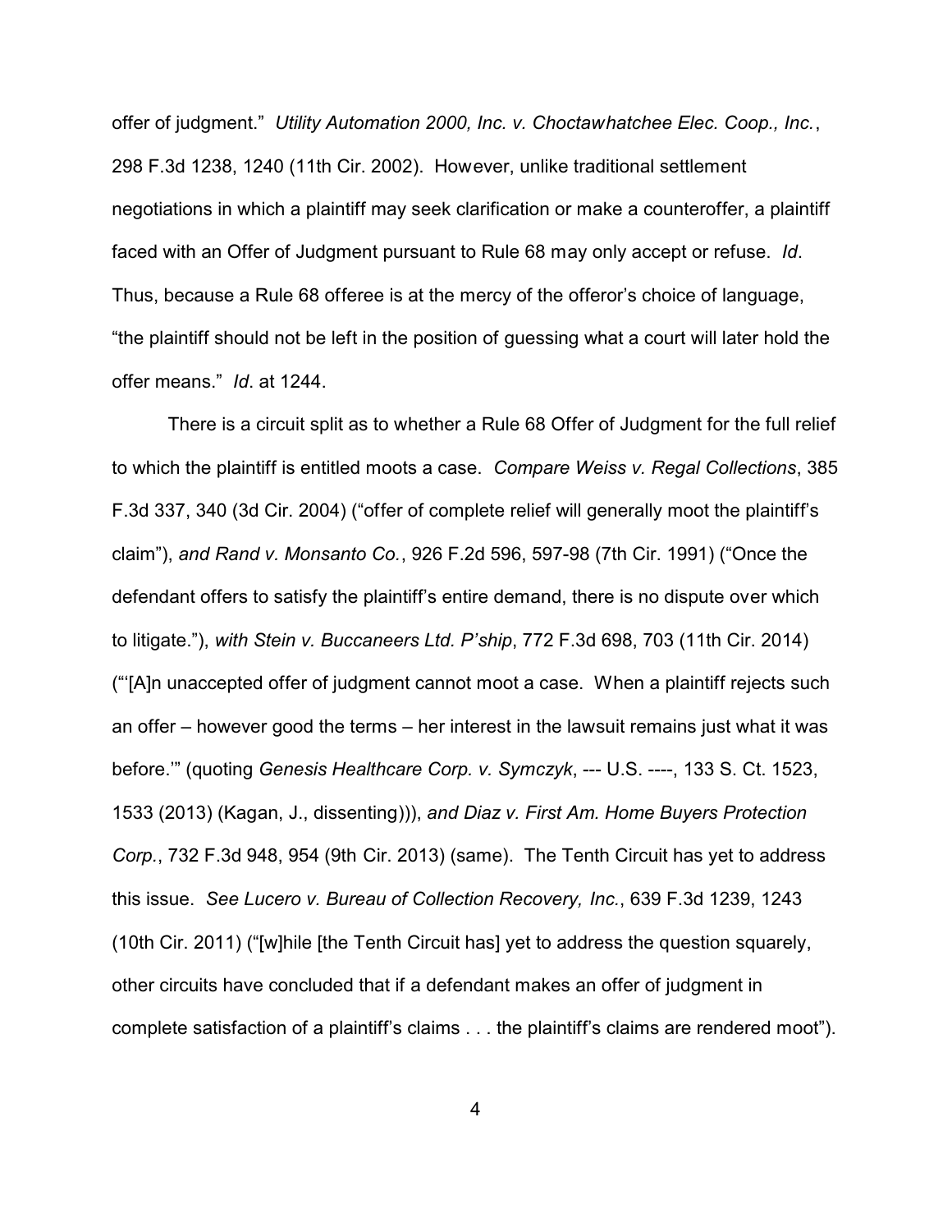offer of judgment." *Utility Automation 2000, Inc. v. Choctawhatchee Elec. Coop., Inc.*, 298 F.3d 1238, 1240 (11th Cir. 2002). However, unlike traditional settlement negotiations in which a plaintiff may seek clarification or make a counteroffer, a plaintiff faced with an Offer of Judgment pursuant to Rule 68 may only accept or refuse. *Id*. Thus, because a Rule 68 offeree is at the mercy of the offeror's choice of language, "the plaintiff should not be left in the position of guessing what a court will later hold the offer means." *Id*. at 1244.

There is a circuit split as to whether a Rule 68 Offer of Judgment for the full relief to which the plaintiff is entitled moots a case. *Compare Weiss v. Regal Collections*, 385 F.3d 337, 340 (3d Cir. 2004) ("offer of complete relief will generally moot the plaintiff's claim"), *and Rand v. Monsanto Co.*, 926 F.2d 596, 597-98 (7th Cir. 1991) ("Once the defendant offers to satisfy the plaintiff's entire demand, there is no dispute over which to litigate."), *with Stein v. Buccaneers Ltd. P'ship*, 772 F.3d 698, 703 (11th Cir. 2014) ("'[A]n unaccepted offer of judgment cannot moot a case. When a plaintiff rejects such an offer – however good the terms – her interest in the lawsuit remains just what it was before.'" (quoting *Genesis Healthcare Corp. v. Symczyk*, --- U.S. ----, 133 S. Ct. 1523, 1533 (2013) (Kagan, J., dissenting))), *and Diaz v. First Am. Home Buyers Protection Corp.*, 732 F.3d 948, 954 (9th Cir. 2013) (same). The Tenth Circuit has yet to address this issue. *See Lucero v. Bureau of Collection Recovery, Inc.*, 639 F.3d 1239, 1243 (10th Cir. 2011) ("[w]hile [the Tenth Circuit has] yet to address the question squarely, other circuits have concluded that if a defendant makes an offer of judgment in complete satisfaction of a plaintiff's claims . . . the plaintiff's claims are rendered moot").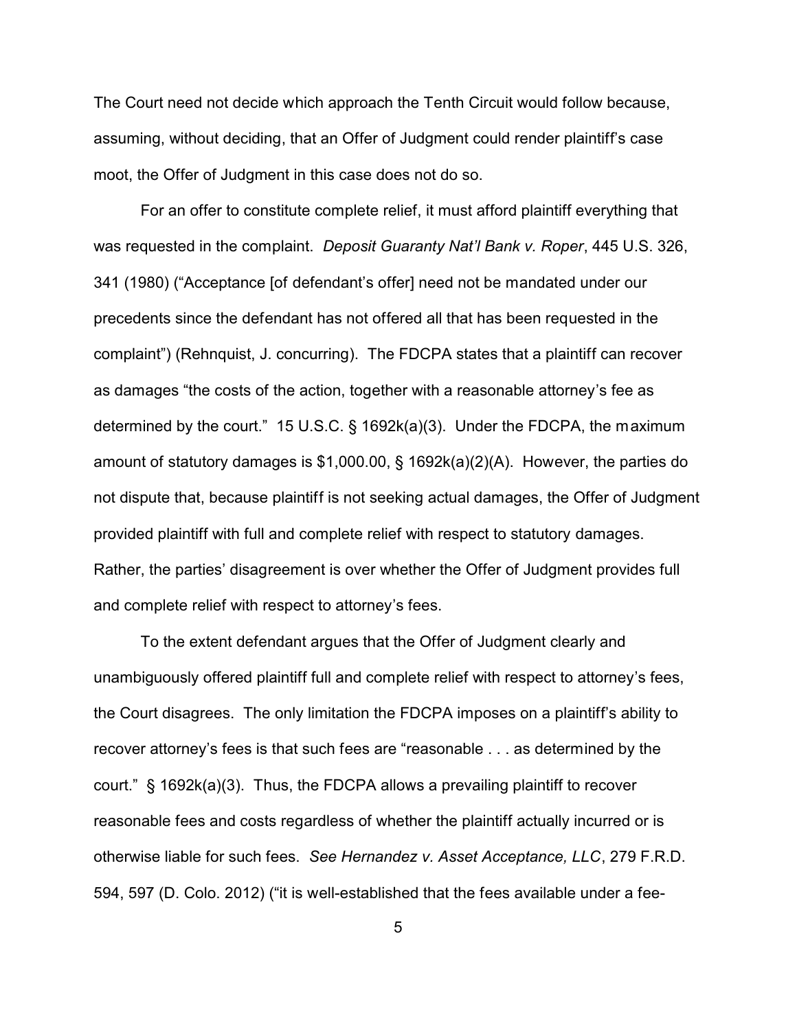The Court need not decide which approach the Tenth Circuit would follow because, assuming, without deciding, that an Offer of Judgment could render plaintiff's case moot, the Offer of Judgment in this case does not do so.

For an offer to constitute complete relief, it must afford plaintiff everything that was requested in the complaint. *Deposit Guaranty Nat'l Bank v. Roper*, 445 U.S. 326, 341 (1980) ("Acceptance [of defendant's offer] need not be mandated under our precedents since the defendant has not offered all that has been requested in the complaint") (Rehnquist, J. concurring). The FDCPA states that a plaintiff can recover as damages "the costs of the action, together with a reasonable attorney's fee as determined by the court." 15 U.S.C. § 1692k(a)(3). Under the FDCPA, the maximum amount of statutory damages is $1,000.00, § 1692k(a)(2)(A). However, the parties do not dispute that, because plaintiff is not seeking actual damages, the Offer of Judgment provided plaintiff with full and complete relief with respect to statutory damages. Rather, the parties' disagreement is over whether the Offer of Judgment provides full and complete relief with respect to attorney's fees.

To the extent defendant argues that the Offer of Judgment clearly and unambiguously offered plaintiff full and complete relief with respect to attorney's fees, the Court disagrees. The only limitation the FDCPA imposes on a plaintiff's ability to recover attorney's fees is that such fees are "reasonable . . . as determined by the court." § 1692k(a)(3). Thus, the FDCPA allows a prevailing plaintiff to recover reasonable fees and costs regardless of whether the plaintiff actually incurred or is otherwise liable for such fees. *See Hernandez v. Asset Acceptance, LLC*, 279 F.R.D. 594, 597 (D. Colo. 2012) ("it is well-established that the fees available under a fee-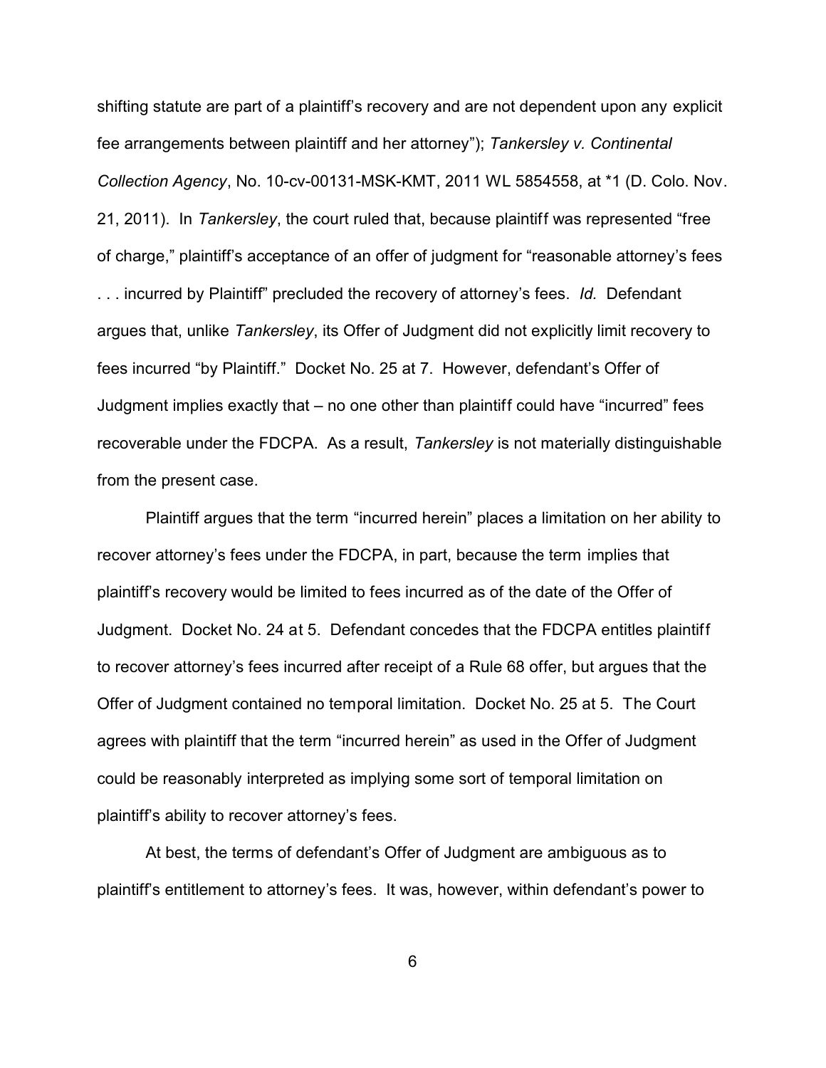shifting statute are part of a plaintiff's recovery and are not dependent upon any explicit fee arrangements between plaintiff and her attorney"); *Tankersley v. Continental Collection Agency*, No. 10-cv-00131-MSK-KMT, 2011 WL 5854558, at *1 (D. Colo. Nov. 21, 2011). In *Tankersley*, the court ruled that, because plaintiff was represented "free of charge," plaintiff's acceptance of an offer of judgment for "reasonable attorney's fees . . . incurred by Plaintiff" precluded the recovery of attorney's fees. *Id.* Defendant argues that, unlike *Tankersley*, its Offer of Judgment did not explicitly limit recovery to fees incurred "by Plaintiff." Docket No. 25 at 7. However, defendant's Offer of Judgment implies exactly that – no one other than plaintiff could have "incurred" fees recoverable under the FDCPA. As a result, *Tankersley* is not materially distinguishable from the present case.

Plaintiff argues that the term "incurred herein" places a limitation on her ability to recover attorney's fees under the FDCPA, in part, because the term implies that plaintiff's recovery would be limited to fees incurred as of the date of the Offer of Judgment. Docket No. 24 at 5. Defendant concedes that the FDCPA entitles plaintiff to recover attorney's fees incurred after receipt of a Rule 68 offer, but argues that the Offer of Judgment contained no temporal limitation. Docket No. 25 at 5. The Court agrees with plaintiff that the term "incurred herein" as used in the Offer of Judgment could be reasonably interpreted as implying some sort of temporal limitation on plaintiff's ability to recover attorney's fees.

At best, the terms of defendant's Offer of Judgment are ambiguous as to plaintiff's entitlement to attorney's fees. It was, however, within defendant's power to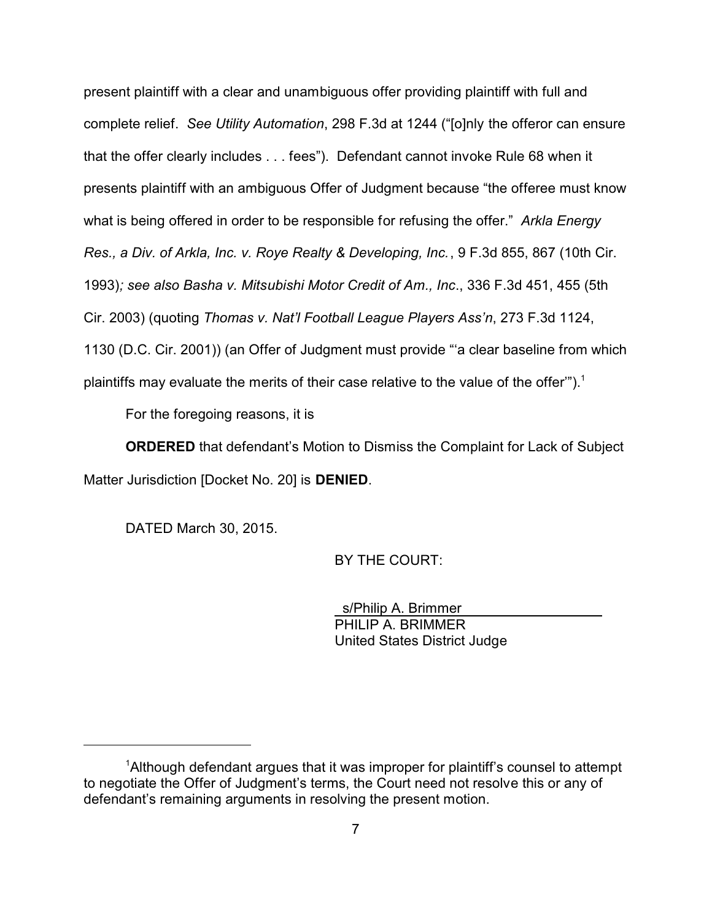present plaintiff with a clear and unambiguous offer providing plaintiff with full and complete relief. *See Utility Automation*, 298 F.3d at 1244 ("[o]nly the offeror can ensure that the offer clearly includes . . . fees"). Defendant cannot invoke Rule 68 when it presents plaintiff with an ambiguous Offer of Judgment because "the offeree must know what is being offered in order to be responsible for refusing the offer." *Arkla Energy Res., a Div. of Arkla, Inc. v. Roye Realty & Developing, Inc.*, 9 F.3d 855, 867 (10th Cir. 1993)*; see also Basha v. Mitsubishi Motor Credit of Am., Inc*., 336 F.3d 451, 455 (5th Cir. 2003) (quoting *Thomas v. Nat'l Football League Players Ass'n*, 273 F.3d 1124, 1130 (D.C. Cir. 2001)) (an Offer of Judgment must provide "'a clear baseline from which plaintiffs may evaluate the merits of their case relative to the value of the offer'").[1]

For the foregoing reasons, it is

**ORDERED** that defendant's Motion to Dismiss the Complaint for Lack of Subject Matter Jurisdiction [Docket No. 20] is **DENIED**.

DATED March 30, 2015.

BY THE COURT:

s/Philip A. Brimmer
PHILIP A. BRIMMER
United States District Judge

---

[1]Although defendant argues that it was improper for plaintiff's counsel to attempt to negotiate the Offer of Judgment's terms, the Court need not resolve this or any of defendant's remaining arguments in resolving the present motion.